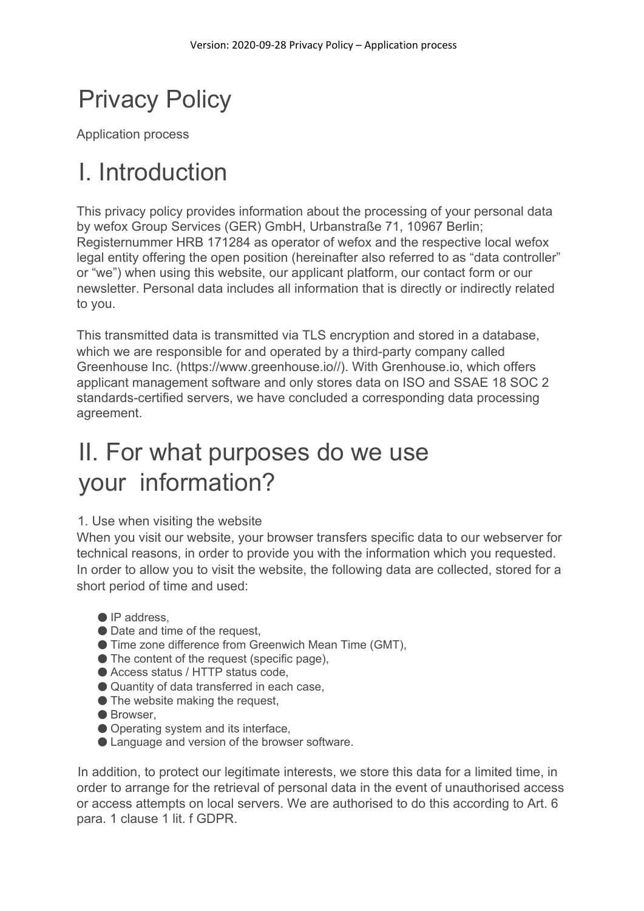# Privacy Policy

Application process

# I. Introduction

This privacy policy provides information about the processing of your personal data by wefox Group Services (GER) GmbH, Urbanstraße 71, 10967 Berlin; Registernummer HRB 171284 as operator of wefox and the respective local wefox legal entity offering the open position (hereinafter also referred to as "data controller" or "we") when using this website, our applicant platform, our contact form or our newsletter. Personal data includes all information that is directly or indirectly related to you.

This transmitted data is transmitted via TLS encryption and stored in a database, which we are responsible for and operated by a third-party company called Greenhouse Inc. (https://www.greenhouse.io//). With Grenhouse.io, which offers applicant management software and only stores data on ISO and SSAE 18 SOC 2 standards-certified servers, we have concluded a corresponding data processing agreement.

# II. For what purposes do we use your information?

1. Use when visiting the website

When you visit our website, your browser transfers specific data to our webserver for technical reasons, in order to provide you with the information which you requested. In order to allow you to visit the website, the following data are collected, stored for a short period of time and used:

- IP address,
- Date and time of the request,
- Time zone difference from Greenwich Mean Time (GMT),
- The content of the request (specific page),
- Access status / HTTP status code,
- Quantity of data transferred in each case,
- The website making the request,
- Browser,
- Operating system and its interface,
- Language and version of the browser software.

In addition, to protect our legitimate interests, we store this data for a limited time, in order to arrange for the retrieval of personal data in the event of unauthorised access or access attempts on local servers. We are authorised to do this according to Art. 6 para. 1 clause 1 lit. f GDPR.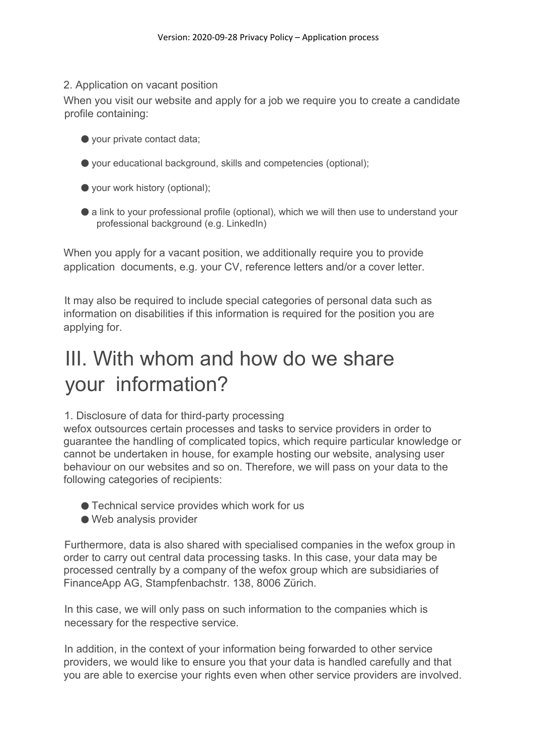2. Application on vacant position

When you visit our website and apply for a job we require you to create a candidate profile containing:

- your private contact data;
- your educational background, skills and competencies (optional);
- your work history (optional);
- a link to your professional profile (optional), which we will then use to understand your professional background (e.g. LinkedIn)

When you apply for a vacant position, we additionally require you to provide application documents, e.g. your CV, reference letters and/or a cover letter.

It may also be required to include special categories of personal data such as information on disabilities if this information is required for the position you are applying for.

# III. With whom and how do we share your information?

1. Disclosure of data for third-party processing

wefox outsources certain processes and tasks to service providers in order to guarantee the handling of complicated topics, which require particular knowledge or cannot be undertaken in house, for example hosting our website, analysing user behaviour on our websites and so on. Therefore, we will pass on your data to the following categories of recipients:

- Technical service provides which work for us
- Web analysis provider

Furthermore, data is also shared with specialised companies in the wefox group in order to carry out central data processing tasks. In this case, your data may be processed centrally by a company of the wefox group which are subsidiaries of FinanceApp AG, Stampfenbachstr. 138, 8006 Zürich.

In this case, we will only pass on such information to the companies which is necessary for the respective service.

In addition, in the context of your information being forwarded to other service providers, we would like to ensure you that your data is handled carefully and that you are able to exercise your rights even when other service providers are involved.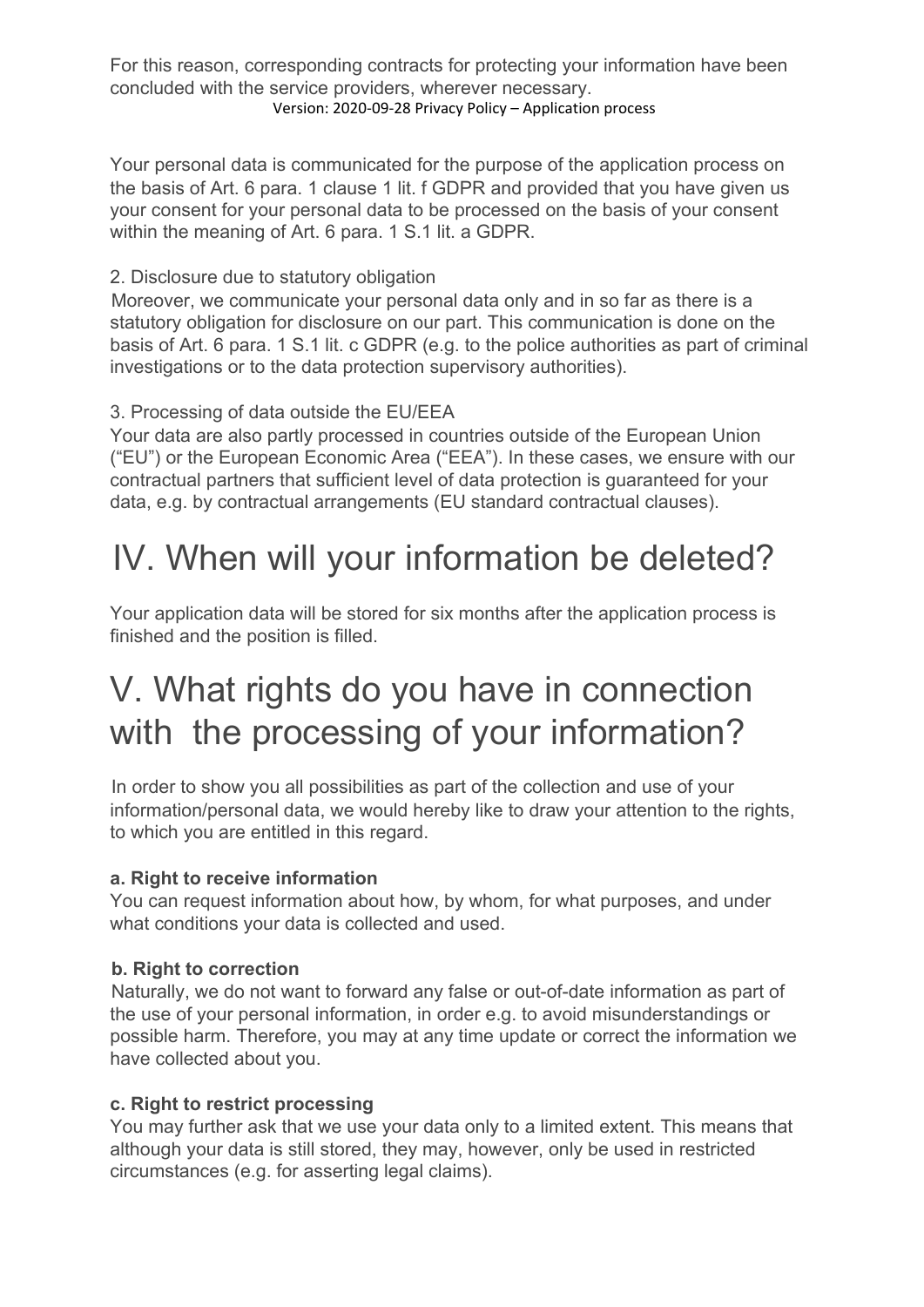For this reason, corresponding contracts for protecting your information have been concluded with the service providers, wherever necessary.

Your personal data is communicated for the purpose of the application process on the basis of Art. 6 para. 1 clause 1 lit. f GDPR and provided that you have given us your consent for your personal data to be processed on the basis of your consent within the meaning of Art. 6 para. 1 S.1 lit. a GDPR.

2. Disclosure due to statutory obligation

Moreover, we communicate your personal data only and in so far as there is a statutory obligation for disclosure on our part. This communication is done on the basis of Art. 6 para. 1 S.1 lit. c GDPR (e.g. to the police authorities as part of criminal investigations or to the data protection supervisory authorities).

3. Processing of data outside the EU/EEA

Your data are also partly processed in countries outside of the European Union ("EU") or the European Economic Area ("EEA"). In these cases, we ensure with our contractual partners that sufficient level of data protection is guaranteed for your data, e.g. by contractual arrangements (EU standard contractual clauses).

# IV. When will your information be deleted?

Your application data will be stored for six months after the application process is finished and the position is filled.

# V. What rights do you have in connection with the processing of your information?

In order to show you all possibilities as part of the collection and use of your information/personal data, we would hereby like to draw your attention to the rights, to which you are entitled in this regard.

**a. Right to receive information**

You can request information about how, by whom, for what purposes, and under what conditions your data is collected and used.

**b. Right to correction**

Naturally, we do not want to forward any false or out-of-date information as part of the use of your personal information, in order e.g. to avoid misunderstandings or possible harm. Therefore, you may at any time update or correct the information we have collected about you.

**c. Right to restrict processing**

You may further ask that we use your data only to a limited extent. This means that although your data is still stored, they may, however, only be used in restricted circumstances (e.g. for asserting legal claims).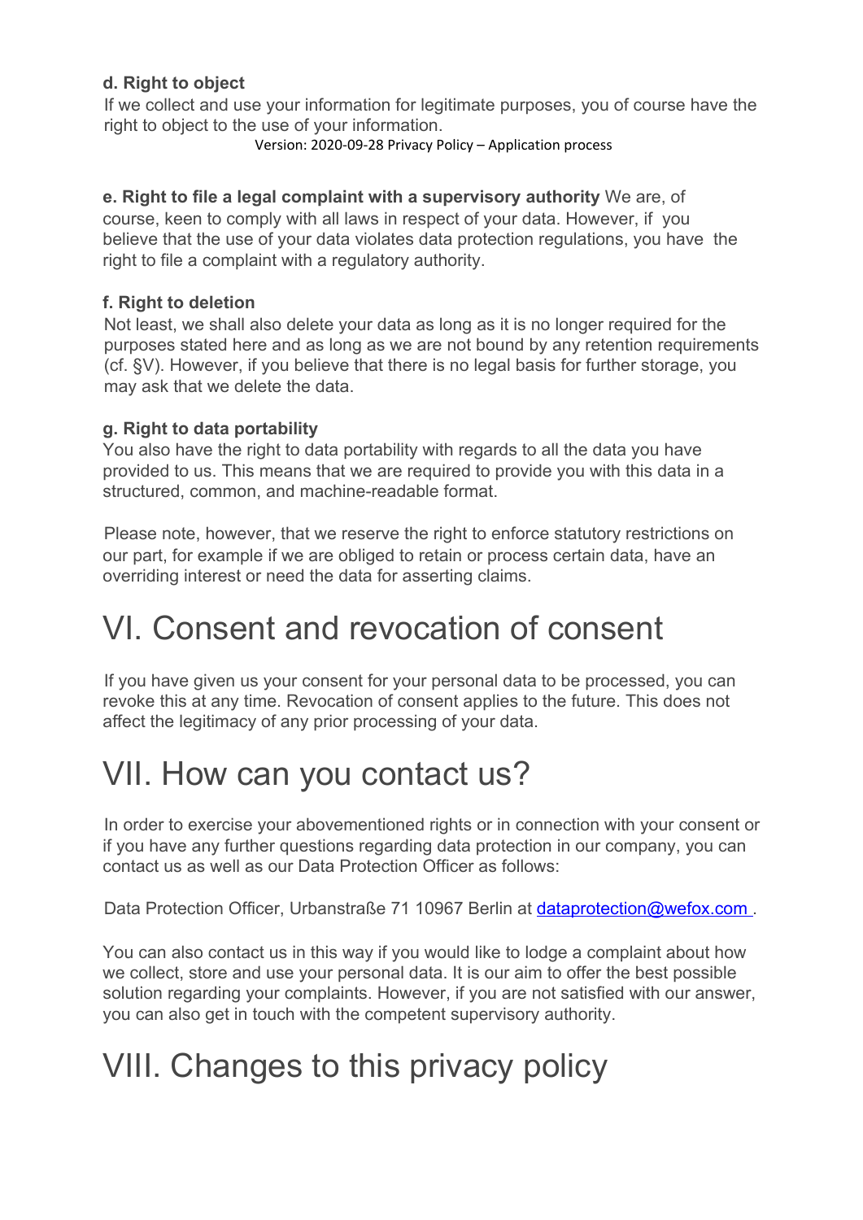**d. Right to object**

If we collect and use your information for legitimate purposes, you of course have the right to object to the use of your information.

**e. Right to file a legal complaint with a supervisory authority** We are, of course, keen to comply with all laws in respect of your data. However, if you believe that the use of your data violates data protection regulations, you have the right to file a complaint with a regulatory authority.

**f. Right to deletion**

Not least, we shall also delete your data as long as it is no longer required for the purposes stated here and as long as we are not bound by any retention requirements (cf. §V). However, if you believe that there is no legal basis for further storage, you may ask that we delete the data.

**g. Right to data portability**

You also have the right to data portability with regards to all the data you have provided to us. This means that we are required to provide you with this data in a structured, common, and machine-readable format.

Please note, however, that we reserve the right to enforce statutory restrictions on our part, for example if we are obliged to retain or process certain data, have an overriding interest or need the data for asserting claims.

# VI. Consent and revocation of consent

If you have given us your consent for your personal data to be processed, you can revoke this at any time. Revocation of consent applies to the future. This does not affect the legitimacy of any prior processing of your data.

# VII. How can you contact us?

In order to exercise your abovementioned rights or in connection with your consent or if you have any further questions regarding data protection in our company, you can contact us as well as our Data Protection Officer as follows:

Data Protection Officer, Urbanstraße 71 10967 Berlin at [dataprotection@wefox.com](mailto:dataprotection@wefox.com).

You can also contact us in this way if you would like to lodge a complaint about how we collect, store and use your personal data. It is our aim to offer the best possible solution regarding your complaints. However, if you are not satisfied with our answer, you can also get in touch with the competent supervisory authority.

# VIII. Changes to this privacy policy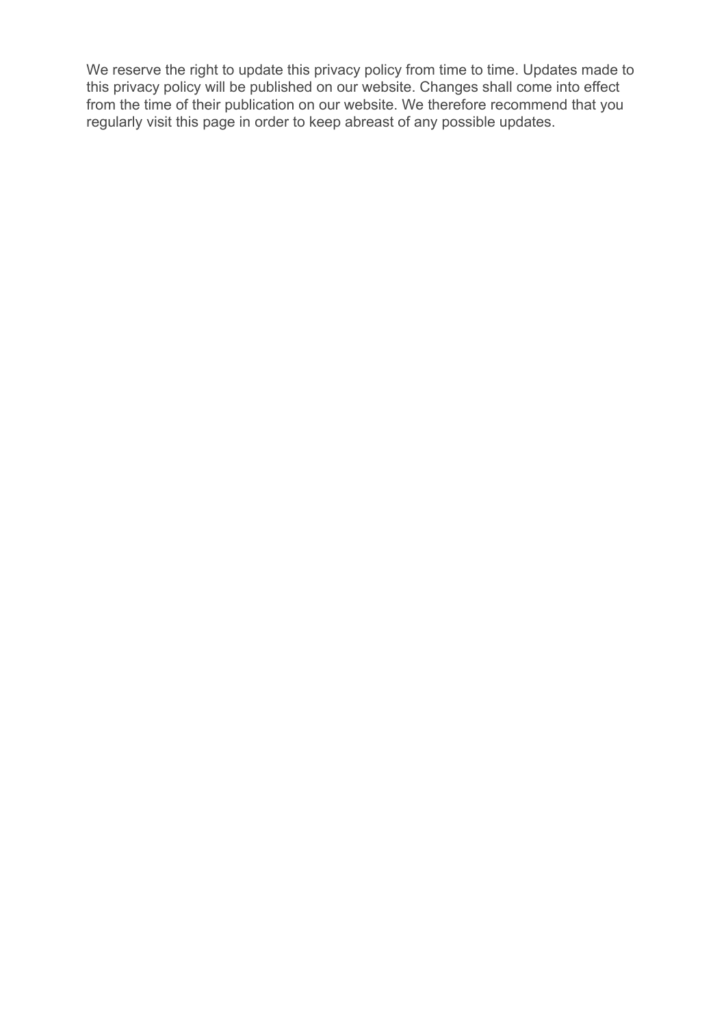We reserve the right to update this privacy policy from time to time. Updates made to this privacy policy will be published on our website. Changes shall come into effect from the time of their publication on our website. We therefore recommend that you regularly visit this page in order to keep abreast of any possible updates.